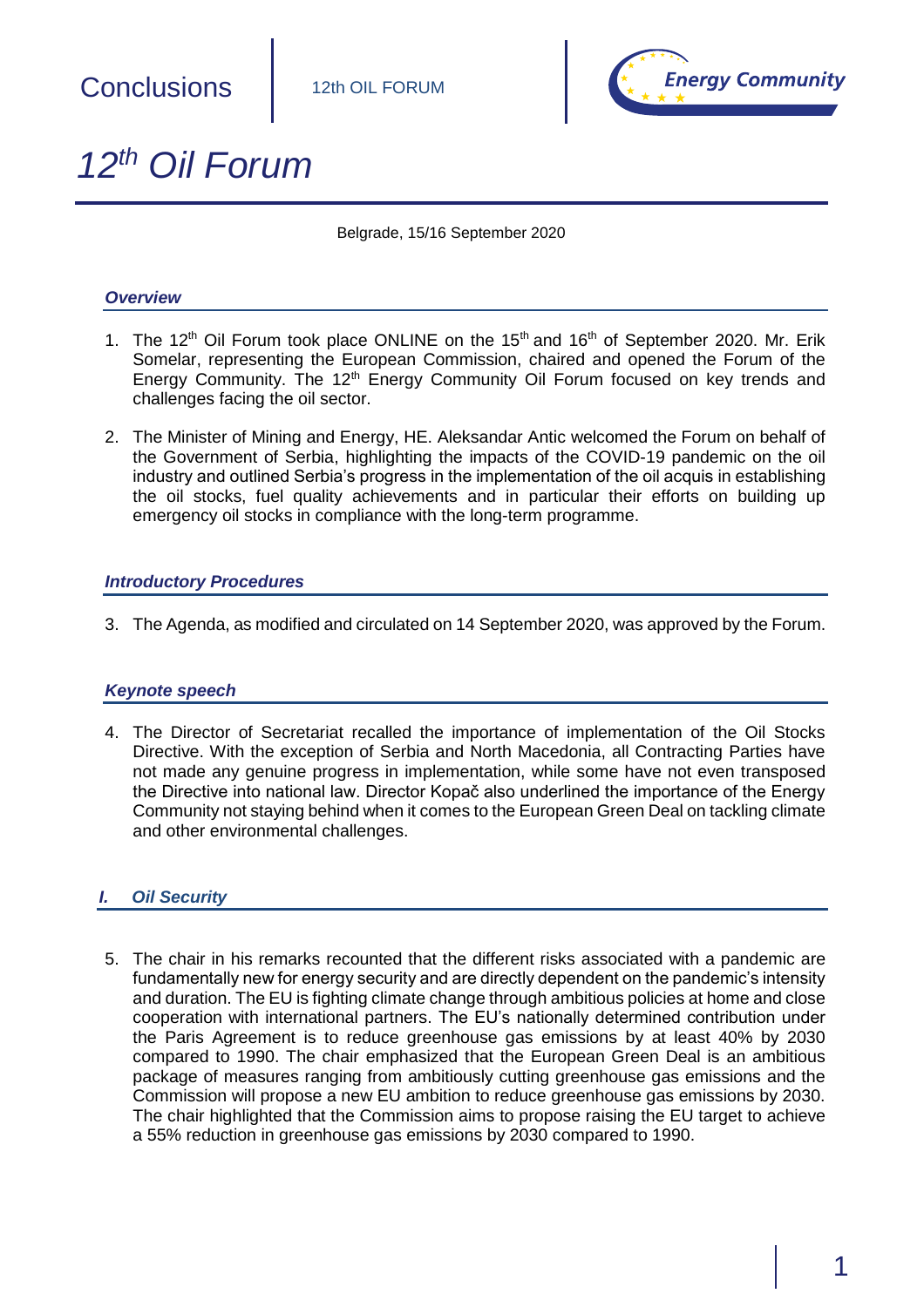# 12th Oil Forum

Belgrade, 15/16 September 2020

## *Overview*

1. The 12th Oil Forum took place ONLINE on the 15th and 16th of September 2020. Mr. Erik Somelar, representing the European Commission, chaired and opened the Forum of the Energy Community. The 12th Energy Community Oil Forum focused on key trends and challenges facing the oil sector.

2. The Minister of Mining and Energy, HE. Aleksandar Antic welcomed the Forum on behalf of the Government of Serbia, highlighting the impacts of the COVID-19 pandemic on the oil industry and outlined Serbia's progress in the implementation of the oil acquis in establishing the oil stocks, fuel quality achievements and in particular their efforts on building up emergency oil stocks in compliance with the long-term programme.

## *Introductory Procedures*

3. The Agenda, as modified and circulated on 14 September 2020, was approved by the Forum.

## *Keynote speech*

4. The Director of Secretariat recalled the importance of implementation of the Oil Stocks Directive. With the exception of Serbia and North Macedonia, all Contracting Parties have not made any genuine progress in implementation, while some have not even transposed the Directive into national law. Director Kopač also underlined the importance of the Energy Community not staying behind when it comes to the European Green Deal on tackling climate and other environmental challenges.

## *I. Oil Security*

5. The chair in his remarks recounted that the different risks associated with a pandemic are fundamentally new for energy security and are directly dependent on the pandemic's intensity and duration. The EU is fighting climate change through ambitious policies at home and close cooperation with international partners. The EU's nationally determined contribution under the Paris Agreement is to reduce greenhouse gas emissions by at least 40% by 2030 compared to 1990. The chair emphasized that the European Green Deal is an ambitious package of measures ranging from ambitiously cutting greenhouse gas emissions and the Commission will propose a new EU ambition to reduce greenhouse gas emissions by 2030. The chair highlighted that the Commission aims to propose raising the EU target to achieve a 55% reduction in greenhouse gas emissions by 2030 compared to 1990.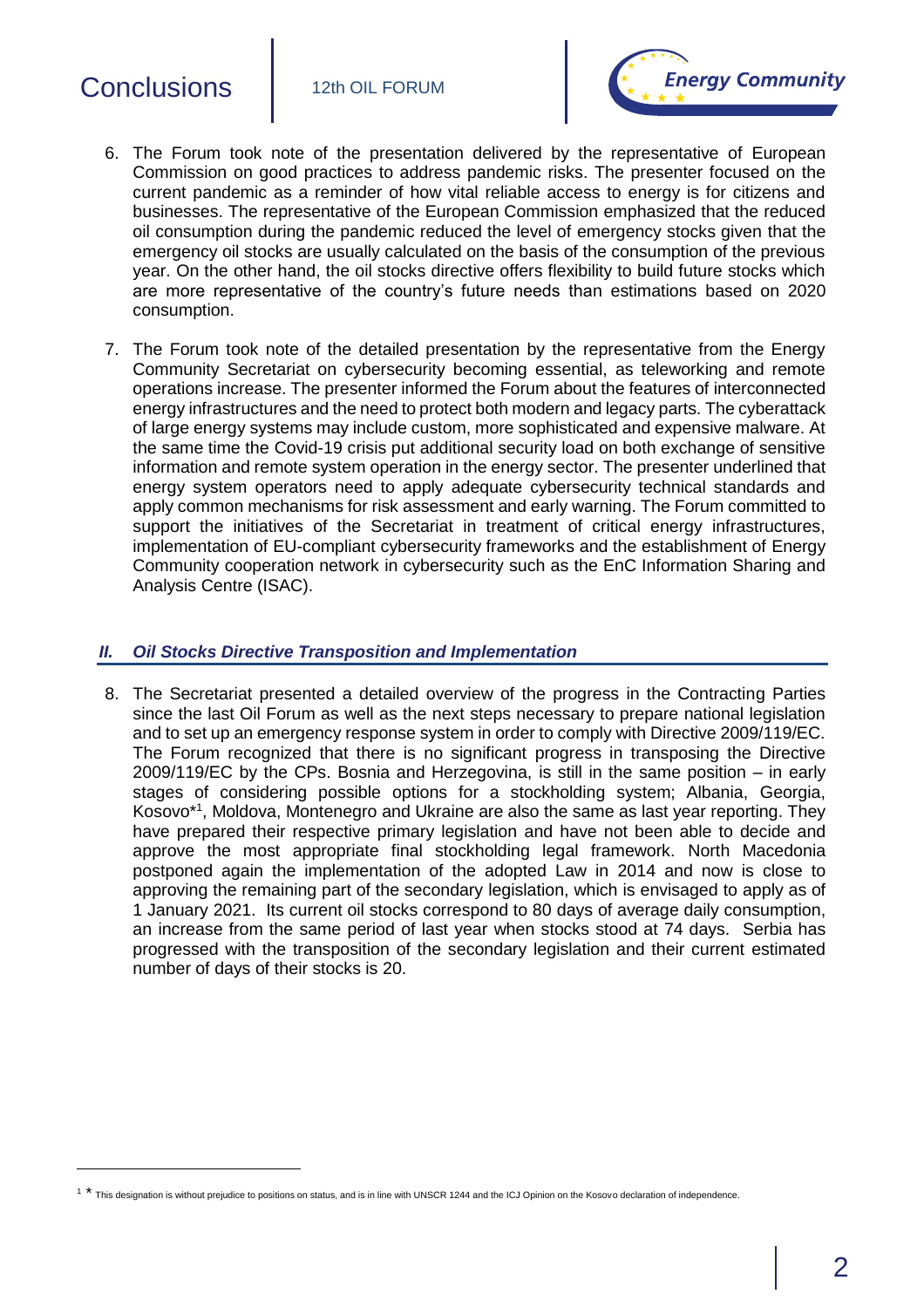6. The Forum took note of the presentation delivered by the representative of European Commission on good practices to address pandemic risks. The presenter focused on the current pandemic as a reminder of how vital reliable access to energy is for citizens and businesses. The representative of the European Commission emphasized that the reduced oil consumption during the pandemic reduced the level of emergency stocks given that the emergency oil stocks are usually calculated on the basis of the consumption of the previous year. On the other hand, the oil stocks directive offers flexibility to build future stocks which are more representative of the country's future needs than estimations based on 2020 consumption.

7. The Forum took note of the detailed presentation by the representative from the Energy Community Secretariat on cybersecurity becoming essential, as teleworking and remote operations increase. The presenter informed the Forum about the features of interconnected energy infrastructures and the need to protect both modern and legacy parts. The cyberattack of large energy systems may include custom, more sophisticated and expensive malware. At the same time the Covid-19 crisis put additional security load on both exchange of sensitive information and remote system operation in the energy sector. The presenter underlined that energy system operators need to apply adequate cybersecurity technical standards and apply common mechanisms for risk assessment and early warning. The Forum committed to support the initiatives of the Secretariat in treatment of critical energy infrastructures, implementation of EU-compliant cybersecurity frameworks and the establishment of Energy Community cooperation network in cybersecurity such as the EnC Information Sharing and Analysis Centre (ISAC).

## *II. Oil Stocks Directive Transposition and Implementation*

8. The Secretariat presented a detailed overview of the progress in the Contracting Parties since the last Oil Forum as well as the next steps necessary to prepare national legislation and to set up an emergency response system in order to comply with Directive 2009/119/EC. The Forum recognized that there is no significant progress in transposing the Directive 2009/119/EC by the CPs. Bosnia and Herzegovina, is still in the same position – in early stages of considering possible options for a stockholding system; Albania, Georgia, Kosovo*[1], Moldova, Montenegro and Ukraine are also the same as last year reporting. They have prepared their respective primary legislation and have not been able to decide and approve the most appropriate final stockholding legal framework. North Macedonia postponed again the implementation of the adopted Law in 2014 and now is close to approving the remaining part of the secondary legislation, which is envisaged to apply as of 1 January 2021. Its current oil stocks correspond to 80 days of average daily consumption, an increase from the same period of last year when stocks stood at 74 days. Serbia has progressed with the transposition of the secondary legislation and their current estimated number of days of their stocks is 20.

[1] * This designation is without prejudice to positions on status, and is in line with UNSCR 1244 and the ICJ Opinion on the Kosovo declaration of independence.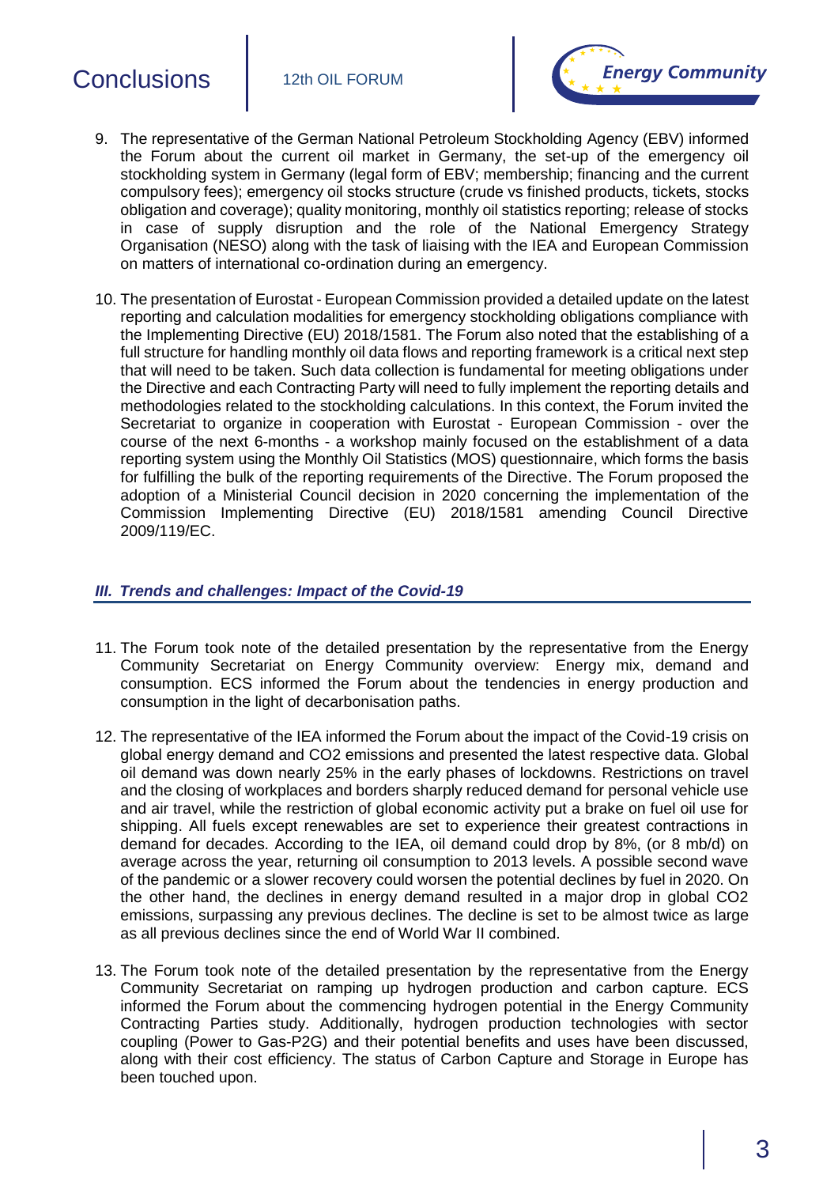9. The representative of the German National Petroleum Stockholding Agency (EBV) informed the Forum about the current oil market in Germany, the set-up of the emergency oil stockholding system in Germany (legal form of EBV; membership; financing and the current compulsory fees); emergency oil stocks structure (crude vs finished products, tickets, stocks obligation and coverage); quality monitoring, monthly oil statistics reporting; release of stocks in case of supply disruption and the role of the National Emergency Strategy Organisation (NESO) along with the task of liaising with the IEA and European Commission on matters of international co-ordination during an emergency.

10. The presentation of Eurostat - European Commission provided a detailed update on the latest reporting and calculation modalities for emergency stockholding obligations compliance with the Implementing Directive (EU) 2018/1581. The Forum also noted that the establishing of a full structure for handling monthly oil data flows and reporting framework is a critical next step that will need to be taken. Such data collection is fundamental for meeting obligations under the Directive and each Contracting Party will need to fully implement the reporting details and methodologies related to the stockholding calculations. In this context, the Forum invited the Secretariat to organize in cooperation with Eurostat - European Commission - over the course of the next 6-months - a workshop mainly focused on the establishment of a data reporting system using the Monthly Oil Statistics (MOS) questionnaire, which forms the basis for fulfilling the bulk of the reporting requirements of the Directive. The Forum proposed the adoption of a Ministerial Council decision in 2020 concerning the implementation of the Commission Implementing Directive (EU) 2018/1581 amending Council Directive 2009/119/EC.

## *III. Trends and challenges: Impact of the Covid-19*

11. The Forum took note of the detailed presentation by the representative from the Energy Community Secretariat on Energy Community overview: Energy mix, demand and consumption. ECS informed the Forum about the tendencies in energy production and consumption in the light of decarbonisation paths.

12. The representative of the IEA informed the Forum about the impact of the Covid-19 crisis on global energy demand and $CO_2$ emissions and presented the latest respective data. Global oil demand was down nearly 25% in the early phases of lockdowns. Restrictions on travel and the closing of workplaces and borders sharply reduced demand for personal vehicle use and air travel, while the restriction of global economic activity put a brake on fuel oil use for shipping. All fuels except renewables are set to experience their greatest contractions in demand for decades. According to the IEA, oil demand could drop by 8%, (or 8 mb/d) on average across the year, returning oil consumption to 2013 levels. A possible second wave of the pandemic or a slower recovery could worsen the potential declines by fuel in 2020. On the other hand, the declines in energy demand resulted in a major drop in global $CO_2$ emissions, surpassing any previous declines. The decline is set to be almost twice as large as all previous declines since the end of World War II combined.

13. The Forum took note of the detailed presentation by the representative from the Energy Community Secretariat on ramping up hydrogen production and carbon capture. ECS informed the Forum about the commencing hydrogen potential in the Energy Community Contracting Parties study. Additionally, hydrogen production technologies with sector coupling (Power to Gas-P2G) and their potential benefits and uses have been discussed, along with their cost efficiency. The status of Carbon Capture and Storage in Europe has been touched upon.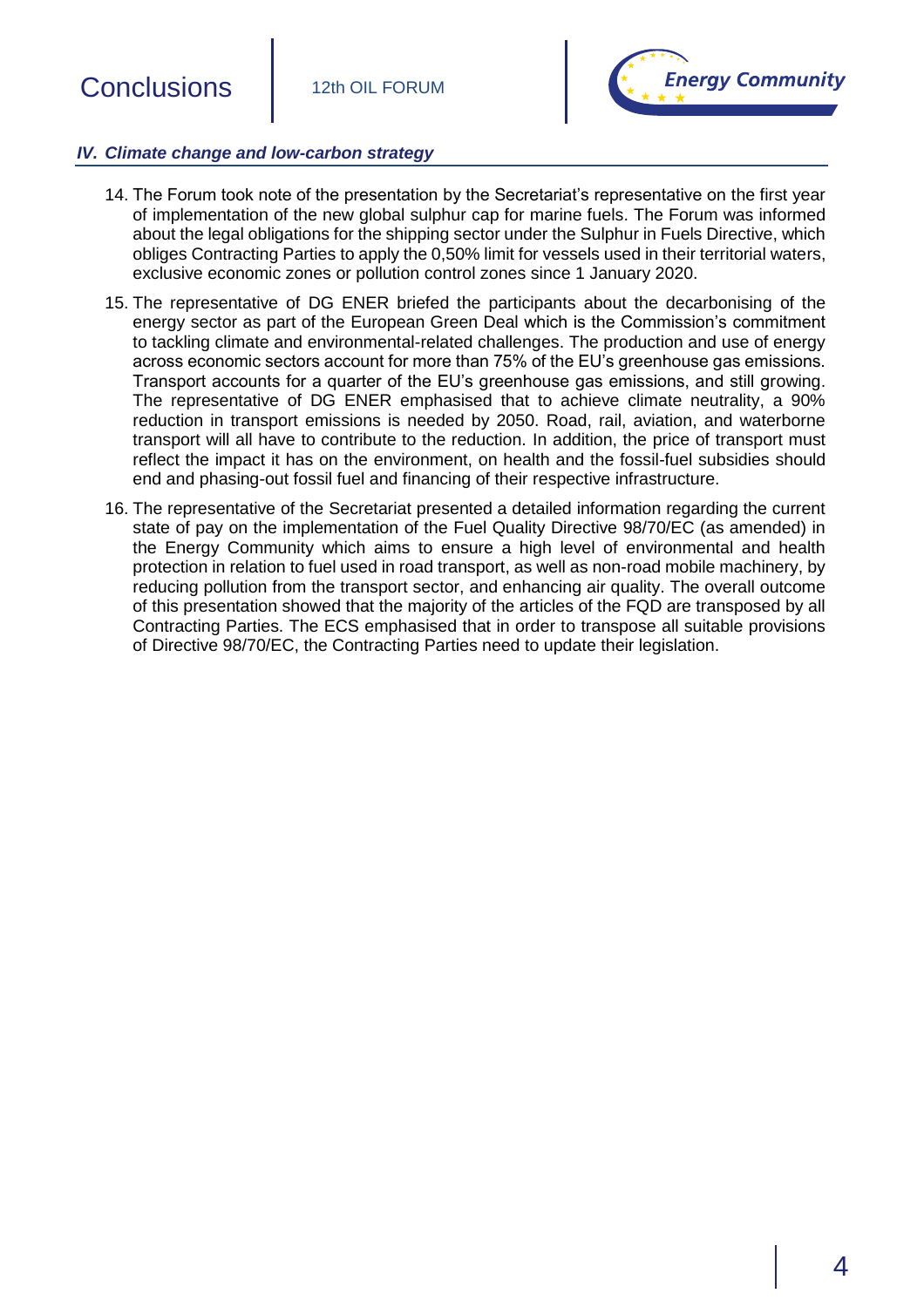### *IV. Climate change and low-carbon strategy*

14. The Forum took note of the presentation by the Secretariat's representative on the first year of implementation of the new global sulphur cap for marine fuels. The Forum was informed about the legal obligations for the shipping sector under the Sulphur in Fuels Directive, which obliges Contracting Parties to apply the 0,50% limit for vessels used in their territorial waters, exclusive economic zones or pollution control zones since 1 January 2020.

15. The representative of DG ENER briefed the participants about the decarbonising of the energy sector as part of the European Green Deal which is the Commission's commitment to tackling climate and environmental-related challenges. The production and use of energy across economic sectors account for more than 75% of the EU's greenhouse gas emissions. Transport accounts for a quarter of the EU's greenhouse gas emissions, and still growing. The representative of DG ENER emphasised that to achieve climate neutrality, a 90% reduction in transport emissions is needed by 2050. Road, rail, aviation, and waterborne transport will all have to contribute to the reduction. In addition, the price of transport must reflect the impact it has on the environment, on health and the fossil-fuel subsidies should end and phasing-out fossil fuel and financing of their respective infrastructure.

16. The representative of the Secretariat presented a detailed information regarding the current state of pay on the implementation of the Fuel Quality Directive 98/70/EC (as amended) in the Energy Community which aims to ensure a high level of environmental and health protection in relation to fuel used in road transport, as well as non-road mobile machinery, by reducing pollution from the transport sector, and enhancing air quality. The overall outcome of this presentation showed that the majority of the articles of the FQD are transposed by all Contracting Parties. The ECS emphasised that in order to transpose all suitable provisions of Directive 98/70/EC, the Contracting Parties need to update their legislation.